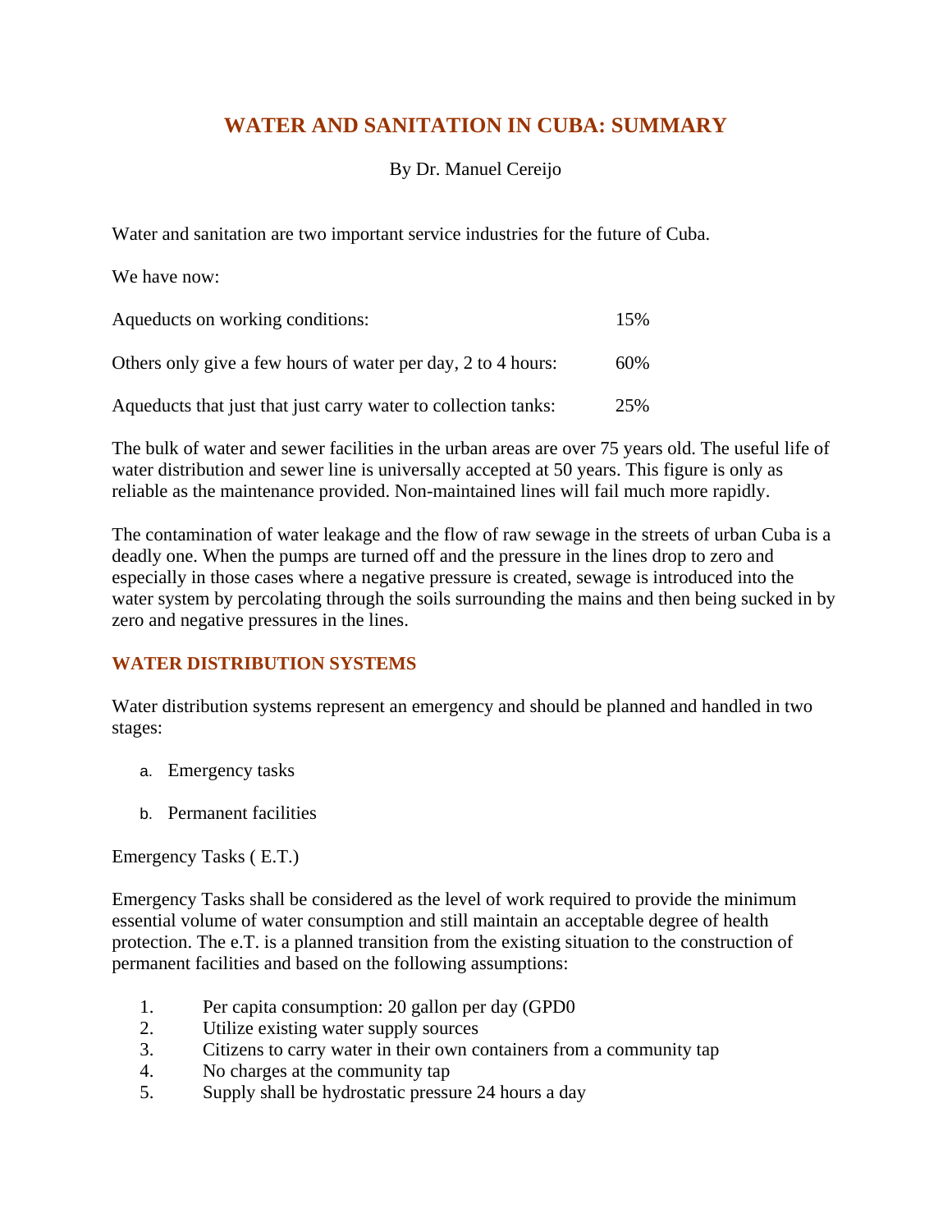# WATER AND SANITATION IN CUBA: SUMMARY

By Dr. Manuel Cereijo

Water and sanitation are two important service industries for the future of Cuba.

We have now:

| | |
|---|---|
| Aqueducts on working conditions: | 15% |
| Others only give a few hours of water per day, 2 to 4 hours: | 60% |
| Aqueducts that just that just carry water to collection tanks: | 25% |

The bulk of water and sewer facilities in the urban areas are over 75 years old. The useful life of water distribution and sewer line is universally accepted at 50 years. This figure is only as reliable as the maintenance provided. Non-maintained lines will fail much more rapidly.

The contamination of water leakage and the flow of raw sewage in the streets of urban Cuba is a deadly one. When the pumps are turned off and the pressure in the lines drop to zero and especially in those cases where a negative pressure is created, sewage is introduced into the water system by percolating through the soils surrounding the mains and then being sucked in by zero and negative pressures in the lines.

## WATER DISTRIBUTION SYSTEMS

Water distribution systems represent an emergency and should be planned and handled in two stages:

a. Emergency tasks

b. Permanent facilities

Emergency Tasks ( E.T.)

Emergency Tasks shall be considered as the level of work required to provide the minimum essential volume of water consumption and still maintain an acceptable degree of health protection. The e.T. is a planned transition from the existing situation to the construction of permanent facilities and based on the following assumptions:

1. Per capita consumption: 20 gallon per day (GPD0
2. Utilize existing water supply sources
3. Citizens to carry water in their own containers from a community tap
4. No charges at the community tap
5. Supply shall be hydrostatic pressure 24 hours a day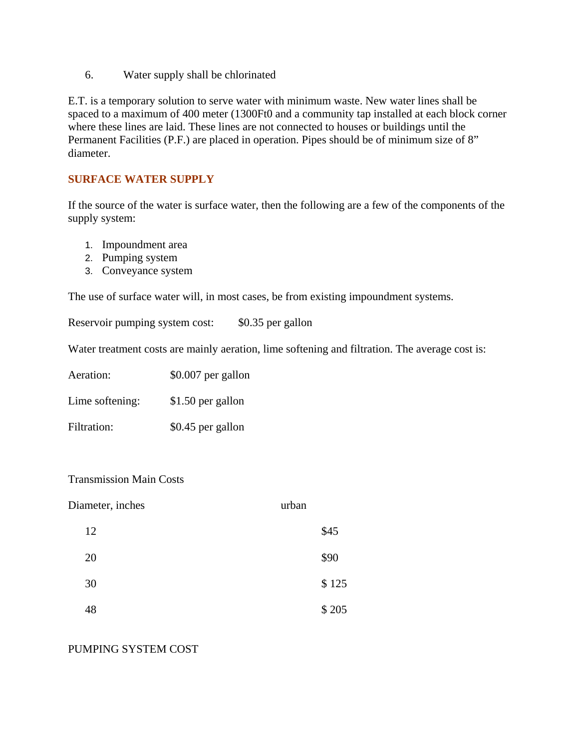6. Water supply shall be chlorinated

E.T. is a temporary solution to serve water with minimum waste. New water lines shall be spaced to a maximum of 400 meter (1300Ft0 and a community tap installed at each block corner where these lines are laid. These lines are not connected to houses or buildings until the Permanent Facilities (P.F.) are placed in operation. Pipes should be of minimum size of 8" diameter.

## SURFACE WATER SUPPLY

If the source of the water is surface water, then the following are a few of the components of the supply system:

1. Impoundment area
2. Pumping system
3. Conveyance system

The use of surface water will, in most cases, be from existing impoundment systems.

Reservoir pumping system cost: $0.35 per gallon

Water treatment costs are mainly aeration, lime softening and filtration. The average cost is:

| | |
|---|---|
| Aeration: | $0.007 per gallon |
| Lime softening: | $1.50 per gallon |
| Filtration: | $0.45 per gallon |

Transmission Main Costs

| Diameter, inches | urban |
|---|---|
| 12 | $45 |
| 20 | $90 |
| 30 | $ 125 |
| 48 | $ 205 |

PUMPING SYSTEM COST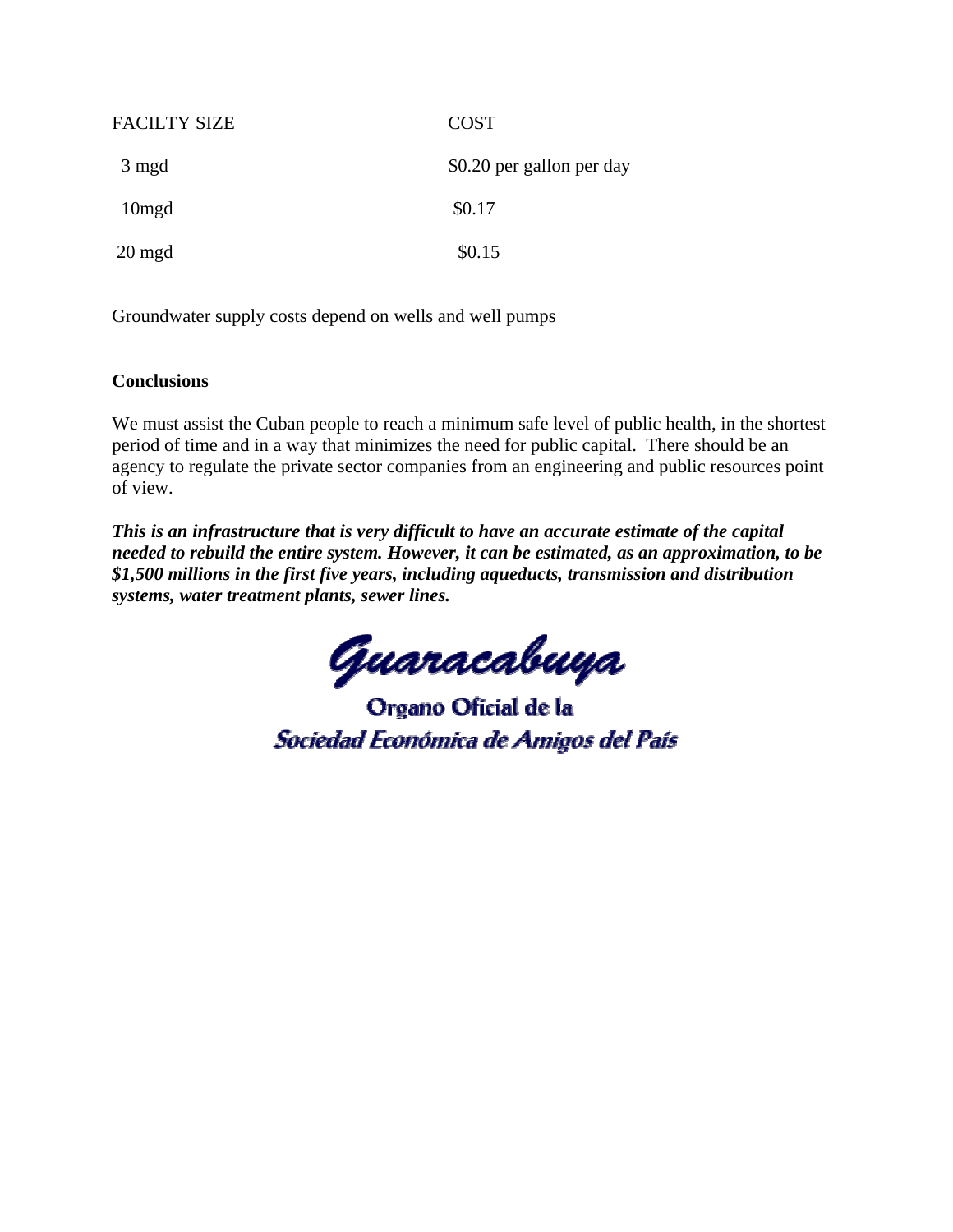| FACILTY SIZE | COST |
|---|---|
| 3 mgd | \$0.20 per gallon per day |
| 10mgd | \$0.17 |
| 20 mgd | \$0.15 |

Groundwater supply costs depend on wells and well pumps

**Conclusions**

We must assist the Cuban people to reach a minimum safe level of public health, in the shortest period of time and in a way that minimizes the need for public capital. There should be an agency to regulate the private sector companies from an engineering and public resources point of view.

***This is an infrastructure that is very difficult to have an accurate estimate of the capital needed to rebuild the entire system. However, it can be estimated, as an approximation, to be \$1,500 millions in the first five years, including aqueducts, transmission and distribution systems, water treatment plants, sewer lines.***

Guaracabuya

Organo Oficial de la

*Sociedad Económica de Amigos del País*